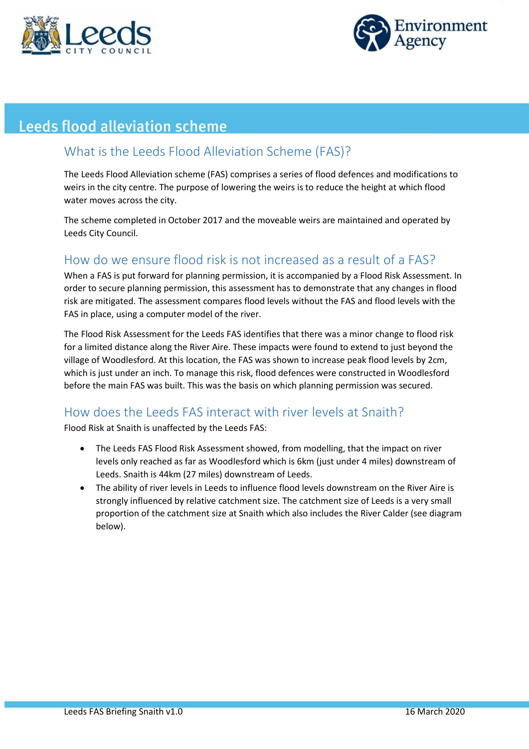# Leeds flood alleviation scheme

## What is the Leeds Flood Alleviation Scheme (FAS)?

The Leeds Flood Alleviation scheme (FAS) comprises a series of flood defences and modifications to weirs in the city centre. The purpose of lowering the weirs is to reduce the height at which flood water moves across the city.

The scheme completed in October 2017 and the moveable weirs are maintained and operated by Leeds City Council.

## How do we ensure flood risk is not increased as a result of a FAS?

When a FAS is put forward for planning permission, it is accompanied by a Flood Risk Assessment. In order to secure planning permission, this assessment has to demonstrate that any changes in flood risk are mitigated. The assessment compares flood levels without the FAS and flood levels with the FAS in place, using a computer model of the river.

The Flood Risk Assessment for the Leeds FAS identifies that there was a minor change to flood risk for a limited distance along the River Aire. These impacts were found to extend to just beyond the village of Woodlesford. At this location, the FAS was shown to increase peak flood levels by 2cm, which is just under an inch. To manage this risk, flood defences were constructed in Woodlesford before the main FAS was built. This was the basis on which planning permission was secured.

## How does the Leeds FAS interact with river levels at Snaith?

Flood Risk at Snaith is unaffected by the Leeds FAS:

- The Leeds FAS Flood Risk Assessment showed, from modelling, that the impact on river levels only reached as far as Woodlesford which is 6km (just under 4 miles) downstream of Leeds. Snaith is 44km (27 miles) downstream of Leeds.
- The ability of river levels in Leeds to influence flood levels downstream on the River Aire is strongly influenced by relative catchment size. The catchment size of Leeds is a very small proportion of the catchment size at Snaith which also includes the River Calder (see diagram below).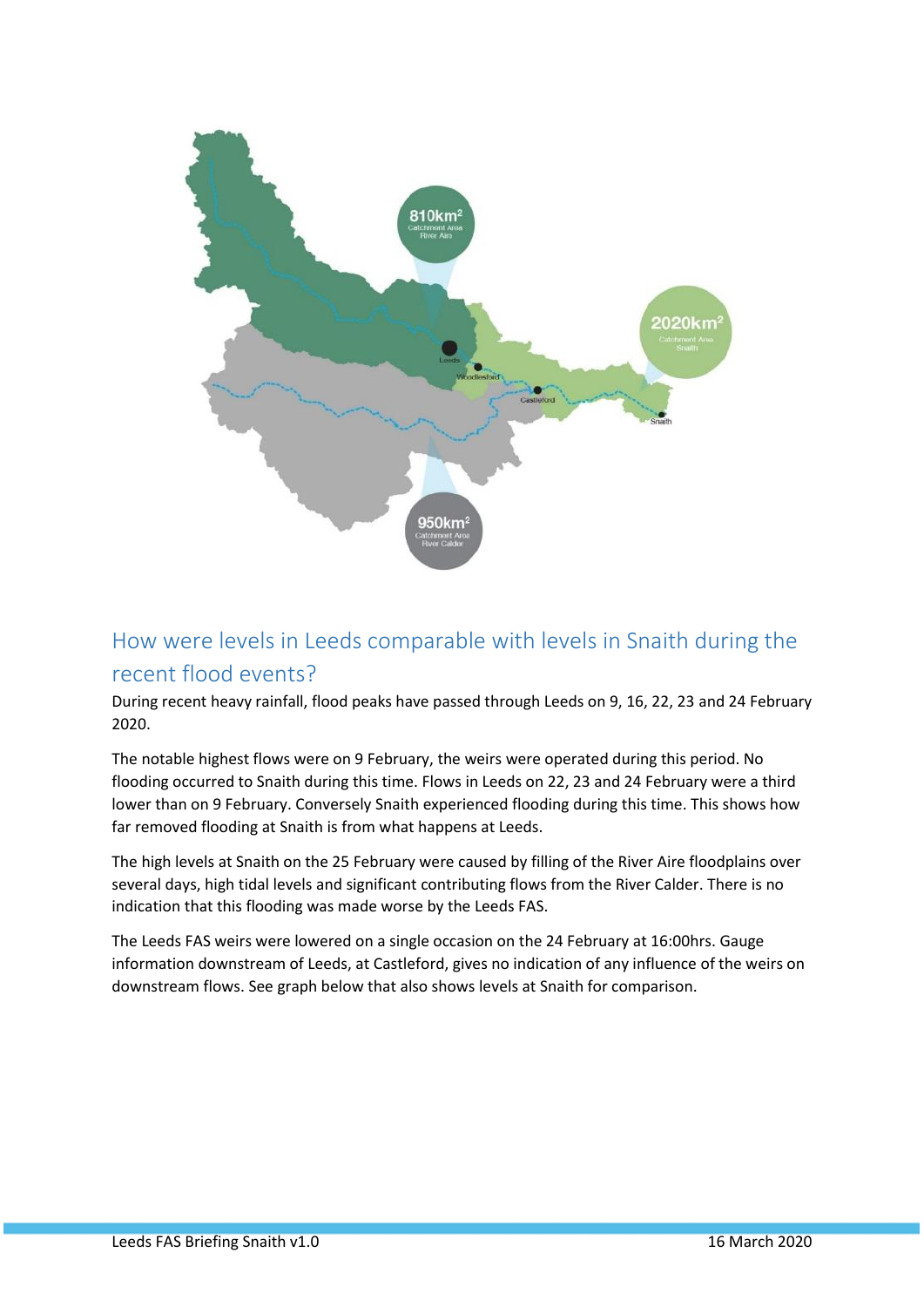## How were levels in Leeds comparable with levels in Snaith during the recent flood events?

During recent heavy rainfall, flood peaks have passed through Leeds on 9, 16, 22, 23 and 24 February 2020.

The notable highest flows were on 9 February, the weirs were operated during this period. No flooding occurred to Snaith during this time. Flows in Leeds on 22, 23 and 24 February were a third lower than on 9 February. Conversely Snaith experienced flooding during this time. This shows how far removed flooding at Snaith is from what happens at Leeds.

The high levels at Snaith on the 25 February were caused by filling of the River Aire floodplains over several days, high tidal levels and significant contributing flows from the River Calder. There is no indication that this flooding was made worse by the Leeds FAS.

The Leeds FAS weirs were lowered on a single occasion on the 24 February at 16:00hrs. Gauge information downstream of Leeds, at Castleford, gives no indication of any influence of the weirs on downstream flows. See graph below that also shows levels at Snaith for comparison.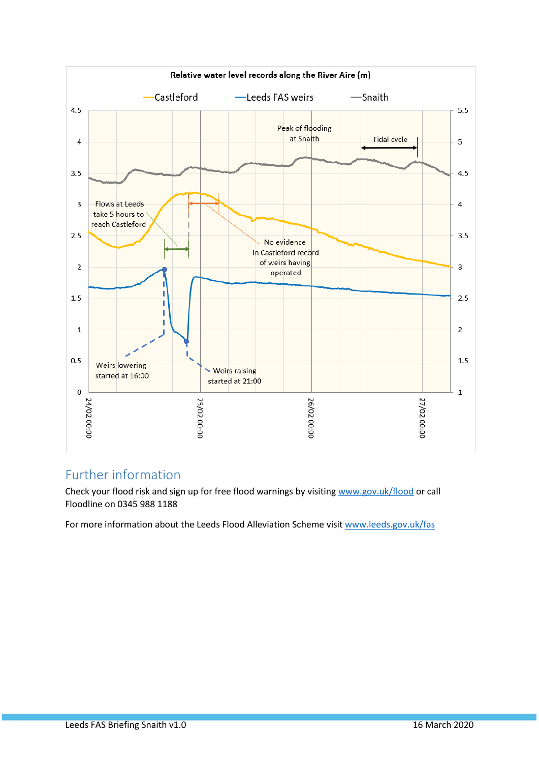Relative water level records along the River Aire (m)

Castleford
Leeds FAS weirs
Snaith

4.5
4
3.5
3
2.5
2
1.5
1
0.5
0

5.5
5
4.5
4
3.5
3
2.5
2
1.5
1

24/02 00:00
25/02 00:00
26/02 00:00
27/02 00:00

Peak of flooding at Snaith

Tidal cycle

Flows at Leeds take 5 hours to reach Castleford

No evidence in Castleford record of weirs having operated

Weirs lowering started at 16:00

Weirs raising started at 21:00

## Further information

Check your flood risk and sign up for free flood warnings by visiting [www.gov.uk/flood](www.gov.uk/flood) or call Floodline on 0345 988 1188

For more information about the Leeds Flood Alleviation Scheme visit [www.leeds.gov.uk/fas](www.leeds.gov.uk/fas)